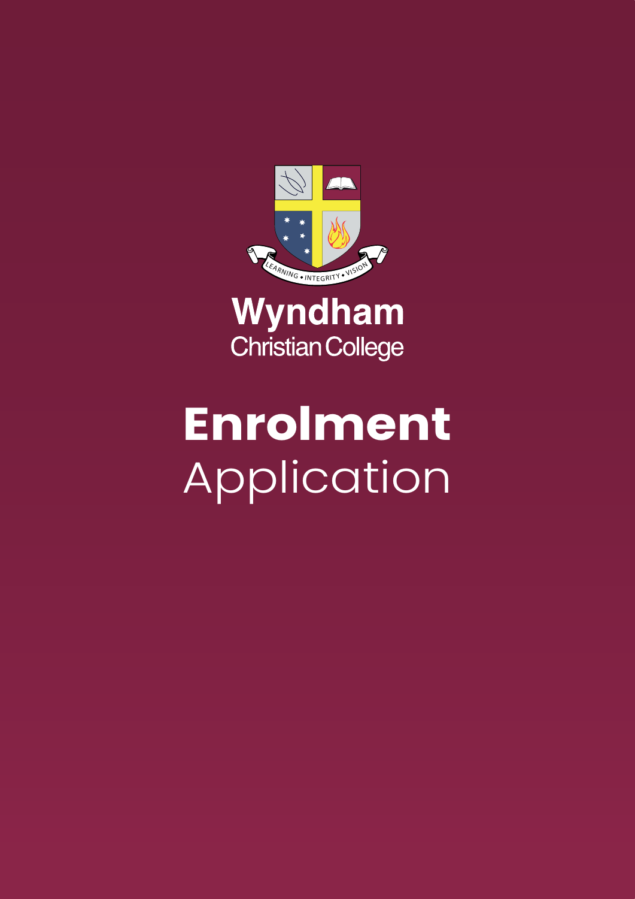LEARNING • INTEGRITY • VISION

**Wyndham**
Christian College

# **Enrolment** Application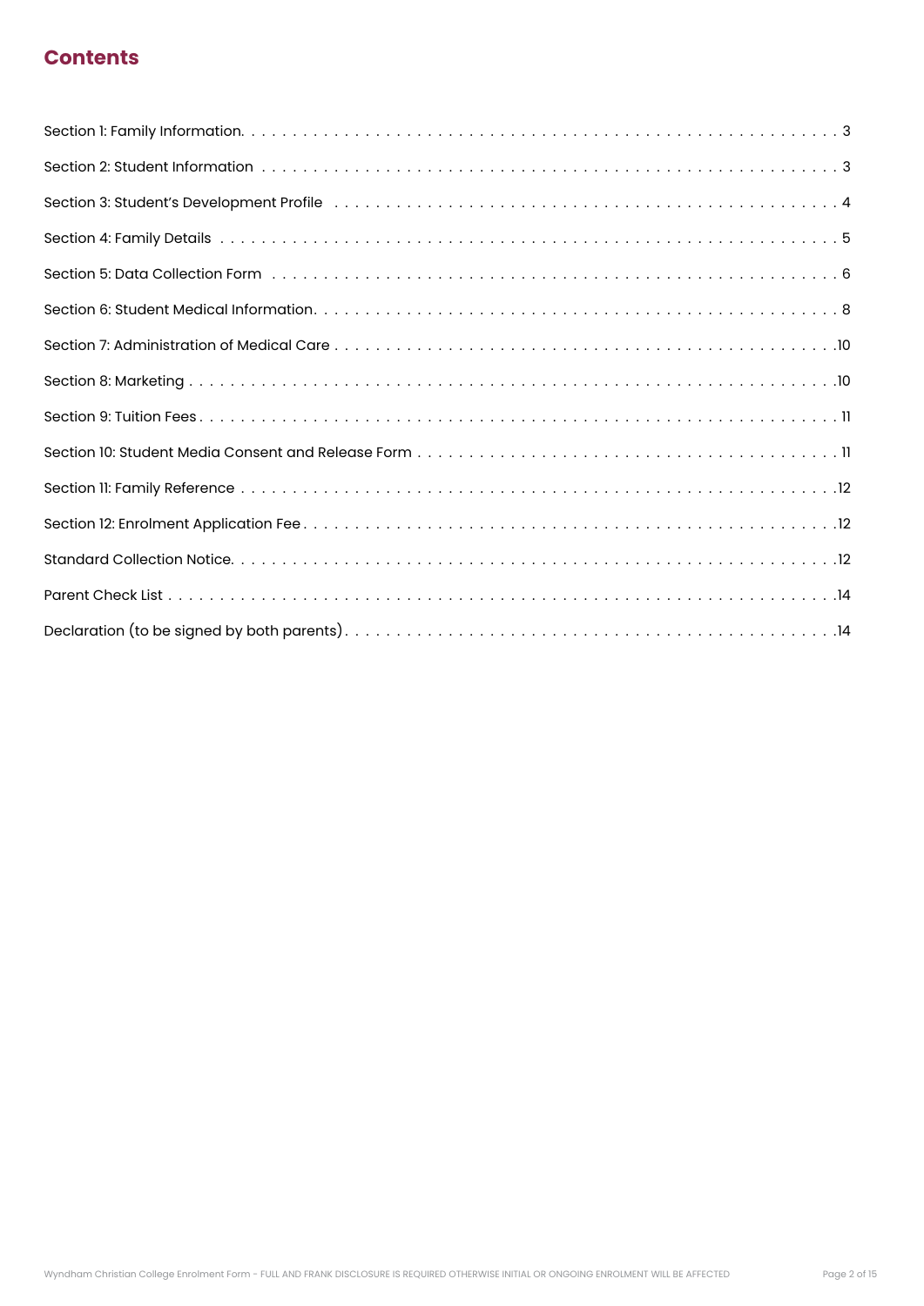## Contents

| | |
|---|---|
| Section 1: Family Information | 3 |
| Section 2: Student Information | 3 |
| Section 3: Student's Development Profile | 4 |
| Section 4: Family Details | 5 |
| Section 5: Data Collection Form | 6 |
| Section 6: Student Medical Information | 8 |
| Section 7: Administration of Medical Care | 10 |
| Section 8: Marketing | 10 |
| Section 9: Tuition Fees | 11 |
| Section 10: Student Media Consent and Release Form | 11 |
| Section 11: Family Reference | 12 |
| Section 12: Enrolment Application Fee | 12 |
| Standard Collection Notice | 12 |
| Parent Check List | 14 |
| Declaration (to be signed by both parents) | 14 |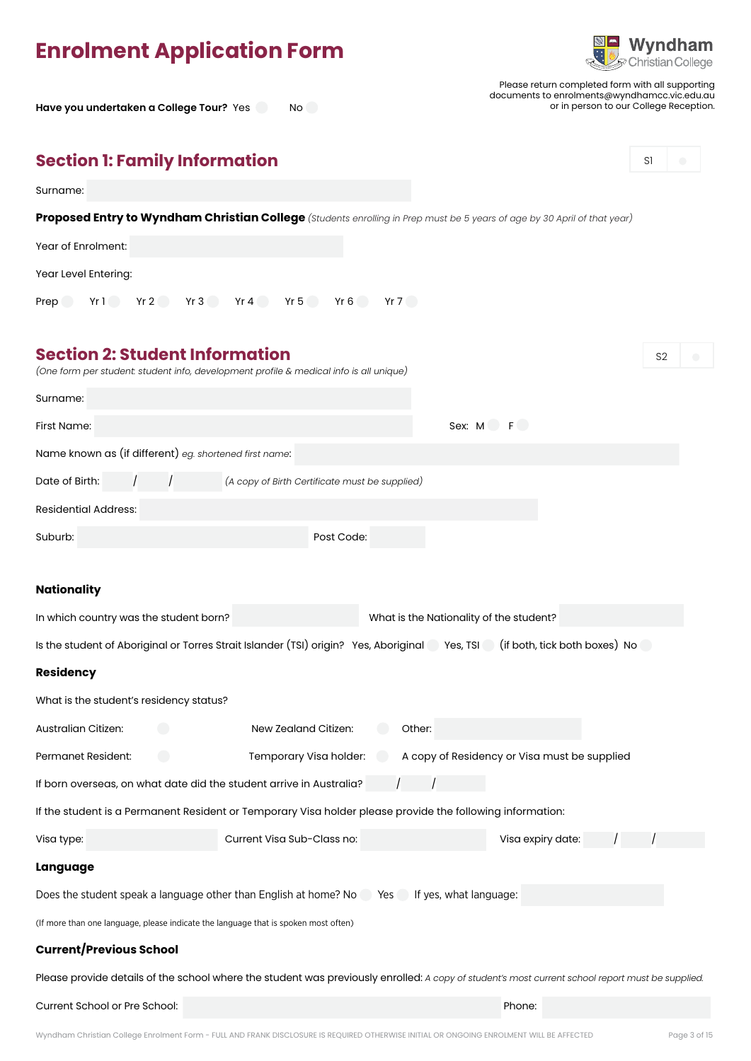# Enrolment Application Form

Wyndham Christian College

Please return completed form with all supporting documents to enrolments@wyndhamcc.vic.edu.au or in person to our College Reception.

**Have you undertaken a College Tour?** Yes ○ No ○

## Section 1: Family Information

S1 ○

Surname:

**Proposed Entry to Wyndham Christian College** *(Students enrolling in Prep must be 5 years of age by 30 April of that year)*

Year of Enrolment:

Year Level Entering:

Prep ○ Yr 1 ○ Yr 2 ○ Yr 3 ○ Yr 4 ○ Yr 5 ○ Yr 6 ○ Yr 7 ○

## Section 2: Student Information

S2 ○

*(One form per student: student info, development profile & medical info is all unique)*

Surname:

First Name: Sex: M ○ F ○

Name known as (if different) *eg. shortened first name*:

Date of Birth: / / *(A copy of Birth Certificate must be supplied)*

Residential Address:

Suburb: Post Code:

### Nationality

In which country was the student born? What is the Nationality of the student?

Is the student of Aboriginal or Torres Strait Islander (TSI) origin? Yes, Aboriginal ○ Yes, TSI ○ (if both, tick both boxes) No ○

### Residency

What is the student's residency status?

Australian Citizen: ○ New Zealand Citizen: ○ Other:

Permanet Resident: ○ Temporary Visa holder: ○ A copy of Residency or Visa must be supplied

If born overseas, on what date did the student arrive in Australia? / /

If the student is a Permanent Resident or Temporary Visa holder please provide the following information:

Visa type: Current Visa Sub-Class no: Visa expiry date: / /

### Language

Does the student speak a language other than English at home? No ○ Yes ○ If yes, what language:

(If more than one language, please indicate the language that is spoken most often)

### Current/Previous School

Please provide details of the school where the student was previously enrolled: *A copy of student's most current school report must be supplied.*

Current School or Pre School: Phone:

Wyndham Christian College Enrolment Form - FULL AND FRANK DISCLOSURE IS REQUIRED OTHERWISE INITIAL OR ONGOING ENROLMENT WILL BE AFFECTED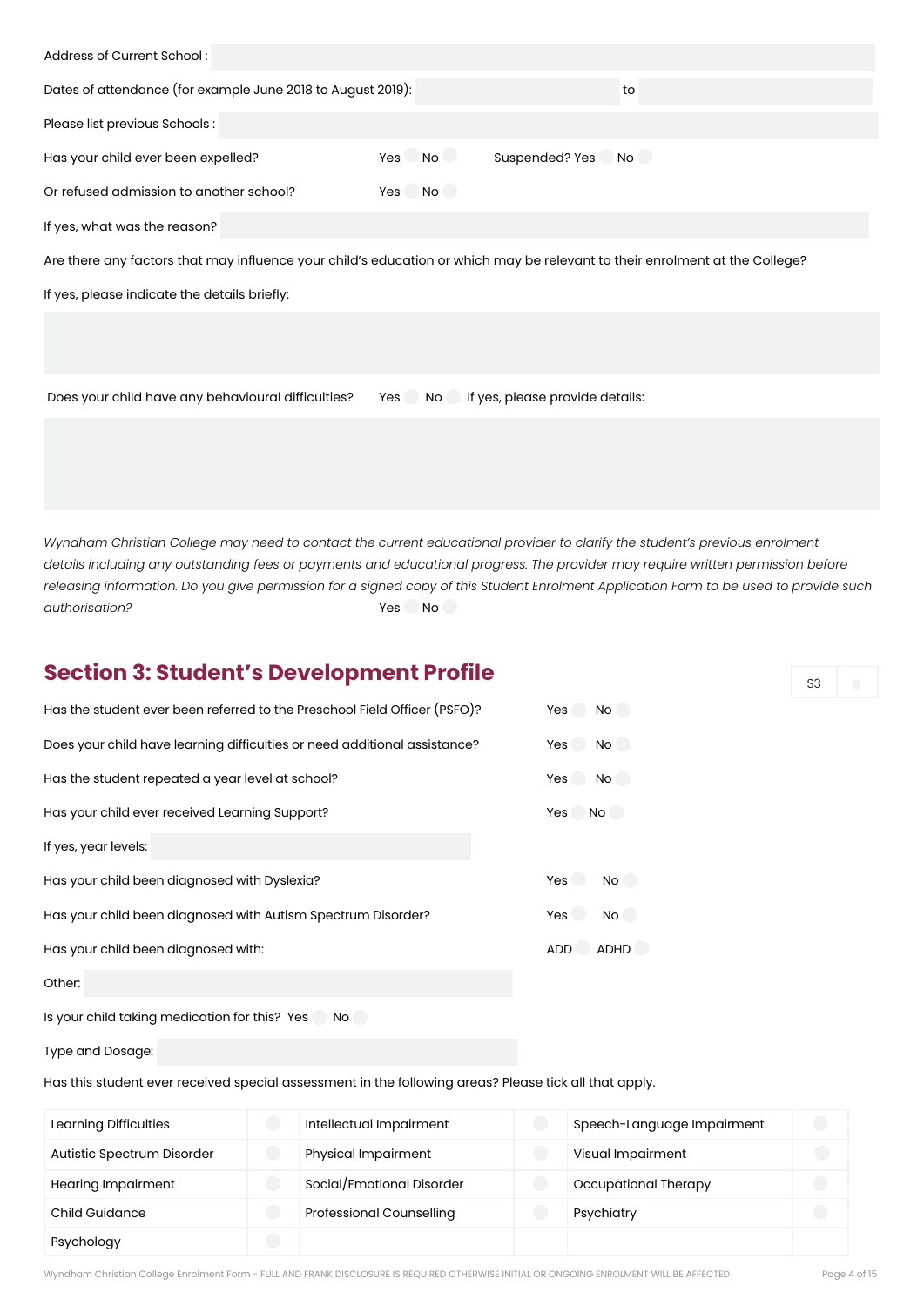Address of Current School :

Dates of attendance (for example June 2018 to August 2019): to

Please list previous Schools :

Has your child ever been expelled? Yes No Suspended? Yes No

Or refused admission to another school? Yes No

If yes, what was the reason?

Are there any factors that may influence your child's education or which may be relevant to their enrolment at the College?

If yes, please indicate the details briefly:

Does your child have any behavioural difficulties? Yes No If yes, please provide details:

*Wyndham Christian College may need to contact the current educational provider to clarify the student's previous enrolment details including any outstanding fees or payments and educational progress. The provider may require written permission before releasing information. Do you give permission for a signed copy of this Student Enrolment Application Form to be used to provide such authorisation?* Yes No

## Section 3: Student's Development Profile

S3

Has the student ever been referred to the Preschool Field Officer (PSFO)? Yes No

Does your child have learning difficulties or need additional assistance? Yes No

Has the student repeated a year level at school? Yes No

Has your child ever received Learning Support? Yes No

If yes, year levels:

Has your child been diagnosed with Dyslexia? Yes No

Has your child been diagnosed with Autism Spectrum Disorder? Yes No

Has your child been diagnosed with: ADD ADHD

Other:

Is your child taking medication for this? Yes No

Type and Dosage:

Has this student ever received special assessment in the following areas? Please tick all that apply.

| | | | | | |
|---|---|---|---|---|---|
| Learning Difficulties | | Intellectual Impairment | | Speech-Language Impairment | |
| Autistic Spectrum Disorder | | Physical Impairment | | Visual Impairment | |
| Hearing Impairment | | Social/Emotional Disorder | | Occupational Therapy | |
| Child Guidance | | Professional Counselling | | Psychiatry | |
| Psychology | | | | | |

Wyndham Christian College Enrolment Form - FULL AND FRANK DISCLOSURE IS REQUIRED OTHERWISE INITIAL OR ONGOING ENROLMENT WILL BE AFFECTED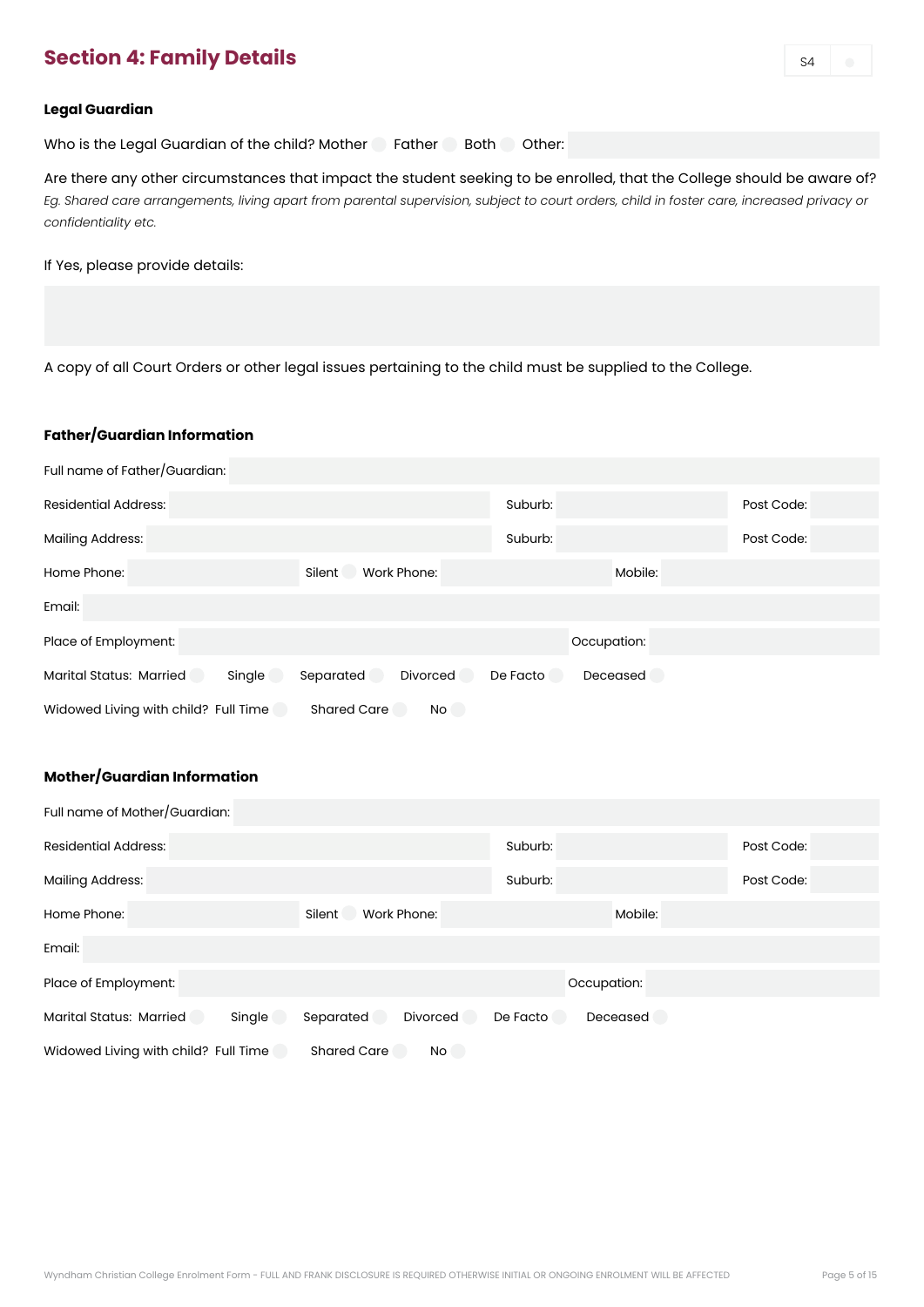## Section 4: Family Details

S4

### Legal Guardian

Who is the Legal Guardian of the child? Mother ◯ Father ◯ Both ◯ Other: ______

Are there any other circumstances that impact the student seeking to be enrolled, that the College should be aware of?
*Eg. Shared care arrangements, living apart from parental supervision, subject to court orders, child in foster care, increased privacy or confidentiality etc.*

If Yes, please provide details:

______

A copy of all Court Orders or other legal issues pertaining to the child must be supplied to the College.

### Father/Guardian Information

Full name of Father/Guardian: ______

Residential Address: ______ Suburb: ______ Post Code: ______

Mailing Address: ______ Suburb: ______ Post Code: ______

Home Phone: ______ Silent ◯ Work Phone: ______ Mobile: ______

Email: ______

Place of Employment: ______ Occupation: ______

Marital Status: Married ◯ Single ◯ Separated ◯ Divorced ◯ De Facto ◯ Deceased ◯

Widowed Living with child? Full Time ◯ Shared Care ◯ No ◯

### Mother/Guardian Information

Full name of Mother/Guardian: ______

Residential Address: ______ Suburb: ______ Post Code: ______

Mailing Address: ______ Suburb: ______ Post Code: ______

Home Phone: ______ Silent ◯ Work Phone: ______ Mobile: ______

Email: ______

Place of Employment: ______ Occupation: ______

Marital Status: Married ◯ Single ◯ Separated ◯ Divorced ◯ De Facto ◯ Deceased ◯

Widowed Living with child? Full Time ◯ Shared Care ◯ No ◯

Wyndham Christian College Enrolment Form - FULL AND FRANK DISCLOSURE IS REQUIRED OTHERWISE INITIAL OR ONGOING ENROLMENT WILL BE AFFECTED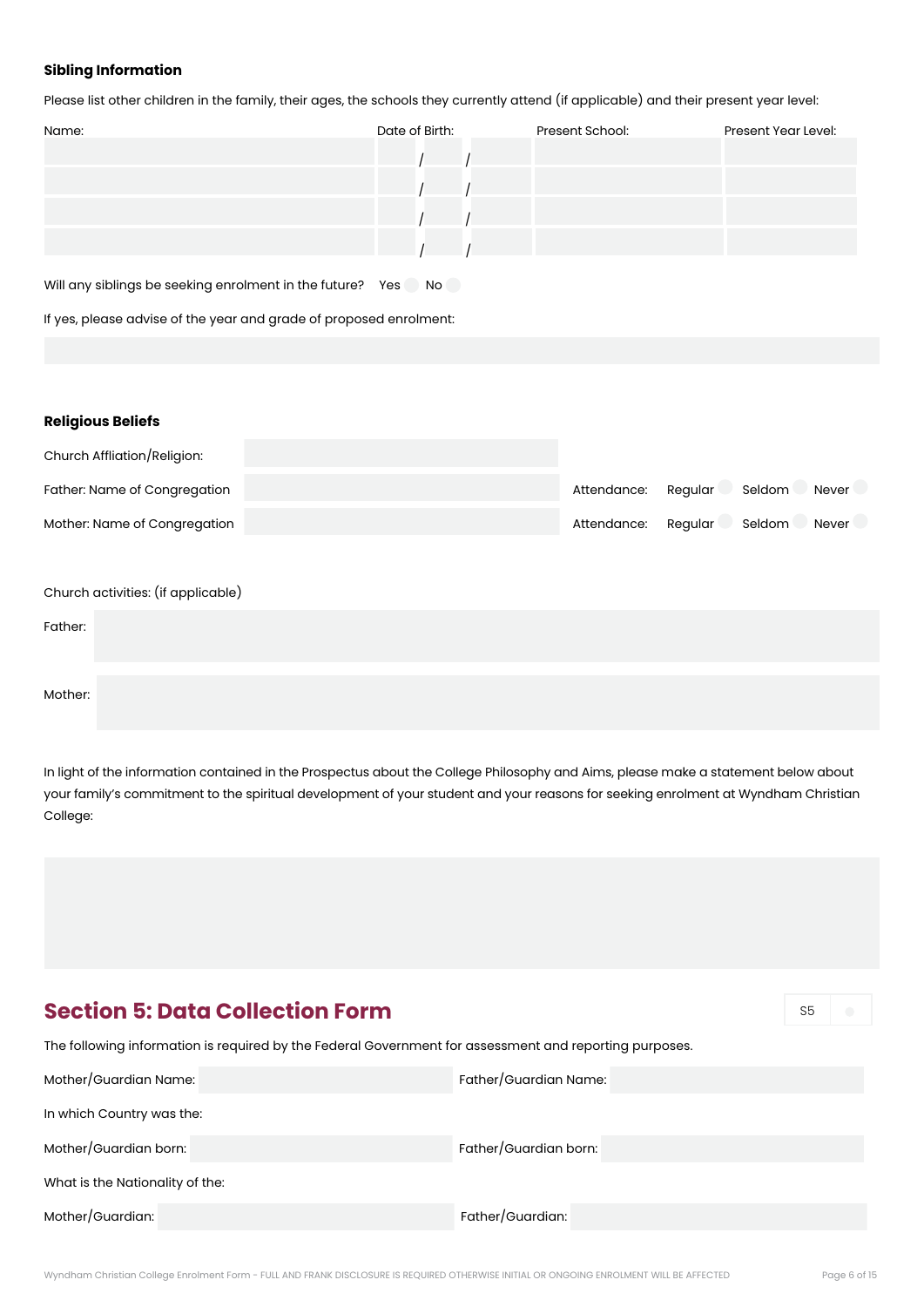### Sibling Information

Please list other children in the family, their ages, the schools they currently attend (if applicable) and their present year level:

| Name: | Date of Birth: | Present School: | Present Year Level: |
|---|---|---|---|
| | / / | | |
| | / / | | |
| | / / | | |
| | / / | | |

Will any siblings be seeking enrolment in the future? Yes ☐ No ☐

If yes, please advise of the year and grade of proposed enrolment:

### Religious Beliefs

Church Affliation/Religion:

Father: Name of Congregation — Attendance: Regular ☐ Seldom ☐ Never ☐

Mother: Name of Congregation — Attendance: Regular ☐ Seldom ☐ Never ☐

Church activities: (if applicable)

Father:

Mother:

In light of the information contained in the Prospectus about the College Philosophy and Aims, please make a statement below about your family's commitment to the spiritual development of your student and your reasons for seeking enrolment at Wyndham Christian College:

## Section 5: Data Collection Form

S5 ☐

The following information is required by the Federal Government for assessment and reporting purposes.

Mother/Guardian Name: Father/Guardian Name:

In which Country was the:

Mother/Guardian born: Father/Guardian born:

What is the Nationality of the:

Mother/Guardian: Father/Guardian:

Wyndham Christian College Enrolment Form - FULL AND FRANK DISCLOSURE IS REQUIRED OTHERWISE INITIAL OR ONGOING ENROLMENT WILL BE AFFECTED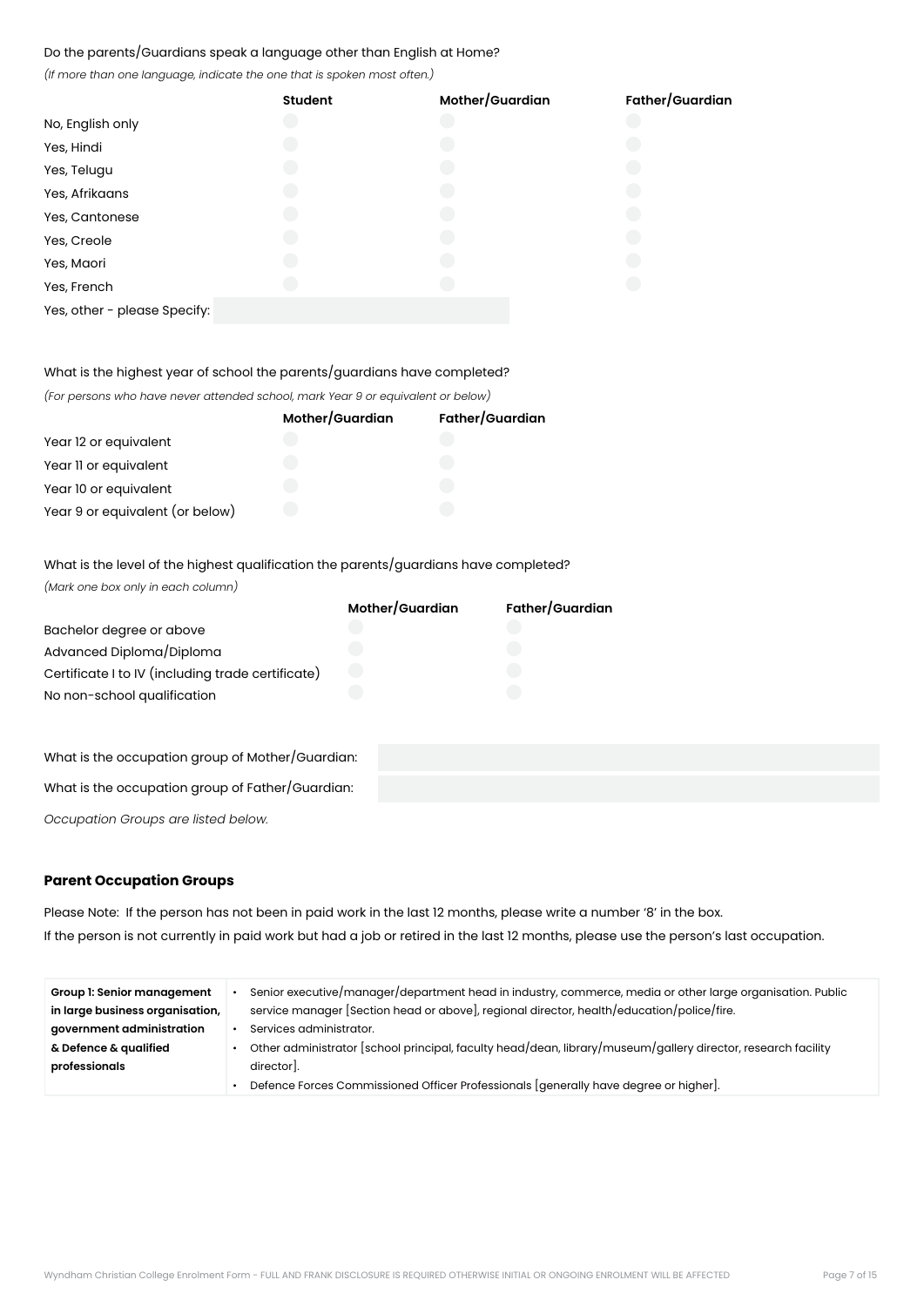Do the parents/Guardians speak a language other than English at Home?

*(If more than one language, indicate the one that is spoken most often.)*

| | Student | Mother/Guardian | Father/Guardian |
|---|---|---|---|
| No, English only | ○ | ○ | ○ |
| Yes, Hindi | ○ | ○ | ○ |
| Yes, Telugu | ○ | ○ | ○ |
| Yes, Afrikaans | ○ | ○ | ○ |
| Yes, Cantonese | ○ | ○ | ○ |
| Yes, Creole | ○ | ○ | ○ |
| Yes, Maori | ○ | ○ | ○ |
| Yes, French | ○ | ○ | ○ |

Yes, other - please Specify: ____________________

What is the highest year of school the parents/guardians have completed?

*(For persons who have never attended school, mark Year 9 or equivalent or below)*

| | Mother/Guardian | Father/Guardian |
|---|---|---|
| Year 12 or equivalent | ○ | ○ |
| Year 11 or equivalent | ○ | ○ |
| Year 10 or equivalent | ○ | ○ |
| Year 9 or equivalent (or below) | ○ | ○ |

What is the level of the highest qualification the parents/guardians have completed?

*(Mark one box only in each column)*

| | Mother/Guardian | Father/Guardian |
|---|---|---|
| Bachelor degree or above | ○ | ○ |
| Advanced Diploma/Diploma | ○ | ○ |
| Certificate I to IV (including trade certificate) | ○ | ○ |
| No non-school qualification | ○ | ○ |

What is the occupation group of Mother/Guardian: ____________________

What is the occupation group of Father/Guardian: ____________________

*Occupation Groups are listed below.*

### Parent Occupation Groups

Please Note: If the person has not been in paid work in the last 12 months, please write a number '8' in the box.

If the person is not currently in paid work but had a job or retired in the last 12 months, please use the person's last occupation.

| | |
|---|---|
| **Group 1: Senior management in large business organisation, government administration & Defence & qualified professionals** | • Senior executive/manager/department head in industry, commerce, media or other large organisation. Public service manager [Section head or above], regional director, health/education/police/fire.<br>• Services administrator.<br>• Other administrator [school principal, faculty head/dean, library/museum/gallery director, research facility director].<br>• Defence Forces Commissioned Officer Professionals [generally have degree or higher]. |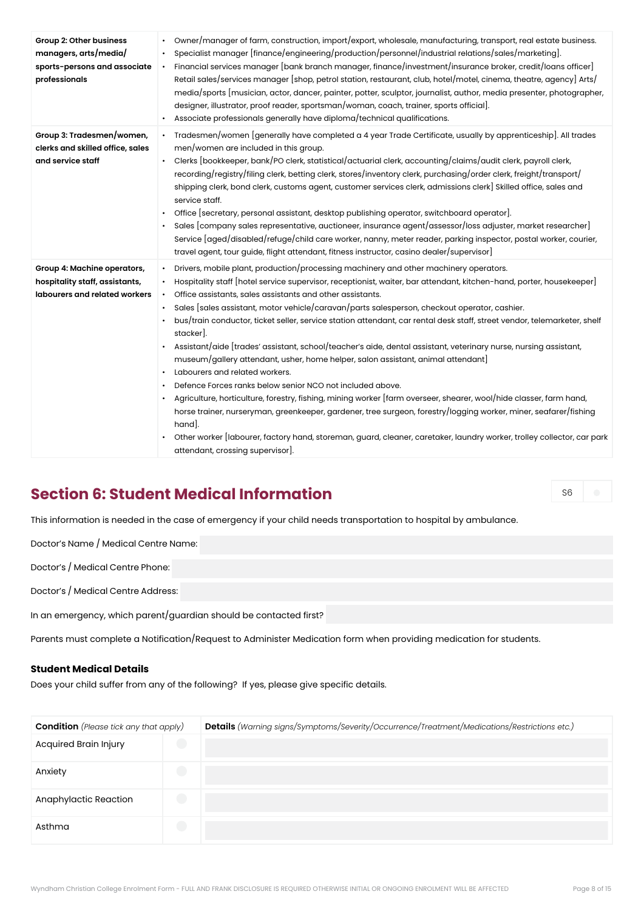| | |
|---|---|
| **Group 2: Other business managers, arts/media/ sports-persons and associate professionals** | • Owner/manager of farm, construction, import/export, wholesale, manufacturing, transport, real estate business.<br>• Specialist manager [finance/engineering/production/personnel/industrial relations/sales/marketing].<br>• Financial services manager [bank branch manager, finance/investment/insurance broker, credit/loans officer] Retail sales/services manager [shop, petrol station, restaurant, club, hotel/motel, cinema, theatre, agency] Arts/ media/sports [musician, actor, dancer, painter, potter, sculptor, journalist, author, media presenter, photographer, designer, illustrator, proof reader, sportsman/woman, coach, trainer, sports official].<br>• Associate professionals generally have diploma/technical qualifications. |
| **Group 3: Tradesmen/women, clerks and skilled office, sales and service staff** | • Tradesmen/women [generally have completed a 4 year Trade Certificate, usually by apprenticeship]. All trades men/women are included in this group.<br>• Clerks [bookkeeper, bank/PO clerk, statistical/actuarial clerk, accounting/claims/audit clerk, payroll clerk, recording/registry/filing clerk, betting clerk, stores/inventory clerk, purchasing/order clerk, freight/transport/ shipping clerk, bond clerk, customs agent, customer services clerk, admissions clerk] Skilled office, sales and service staff.<br>• Office [secretary, personal assistant, desktop publishing operator, switchboard operator].<br>• Sales [company sales representative, auctioneer, insurance agent/assessor/loss adjuster, market researcher] Service [aged/disabled/refuge/child care worker, nanny, meter reader, parking inspector, postal worker, courier, travel agent, tour guide, flight attendant, fitness instructor, casino dealer/supervisor] |
| **Group 4: Machine operators, hospitality staff, assistants, labourers and related workers** | • Drivers, mobile plant, production/processing machinery and other machinery operators.<br>• Hospitality staff [hotel service supervisor, receptionist, waiter, bar attendant, kitchen-hand, porter, housekeeper]<br>• Office assistants, sales assistants and other assistants.<br>• Sales [sales assistant, motor vehicle/caravan/parts salesperson, checkout operator, cashier.<br>• bus/train conductor, ticket seller, service station attendant, car rental desk staff, street vendor, telemarketer, shelf stacker].<br>• Assistant/aide [trades' assistant, school/teacher's aide, dental assistant, veterinary nurse, nursing assistant, museum/gallery attendant, usher, home helper, salon assistant, animal attendant]<br>• Labourers and related workers.<br>• Defence Forces ranks below senior NCO not included above.<br>• Agriculture, horticulture, forestry, fishing, mining worker [farm overseer, shearer, wool/hide classer, farm hand, horse trainer, nurseryman, greenkeeper, gardener, tree surgeon, forestry/logging worker, miner, seafarer/fishing hand].<br>• Other worker [labourer, factory hand, storeman, guard, cleaner, caretaker, laundry worker, trolley collector, car park attendant, crossing supervisor]. |

## Section 6: Student Medical Information

S6

This information is needed in the case of emergency if your child needs transportation to hospital by ambulance.

Doctor's Name / Medical Centre Name:

Doctor's / Medical Centre Phone:

Doctor's / Medical Centre Address:

In an emergency, which parent/guardian should be contacted first?

Parents must complete a Notification/Request to Administer Medication form when providing medication for students.

### Student Medical Details

Does your child suffer from any of the following? If yes, please give specific details.

| **Condition** *(Please tick any that apply)* | | **Details** *(Warning signs/Symptoms/Severity/Occurrence/Treatment/Medications/Restrictions etc.)* |
|---|---|---|
| Acquired Brain Injury | | |
| Anxiety | | |
| Anaphylactic Reaction | | |
| Asthma | | |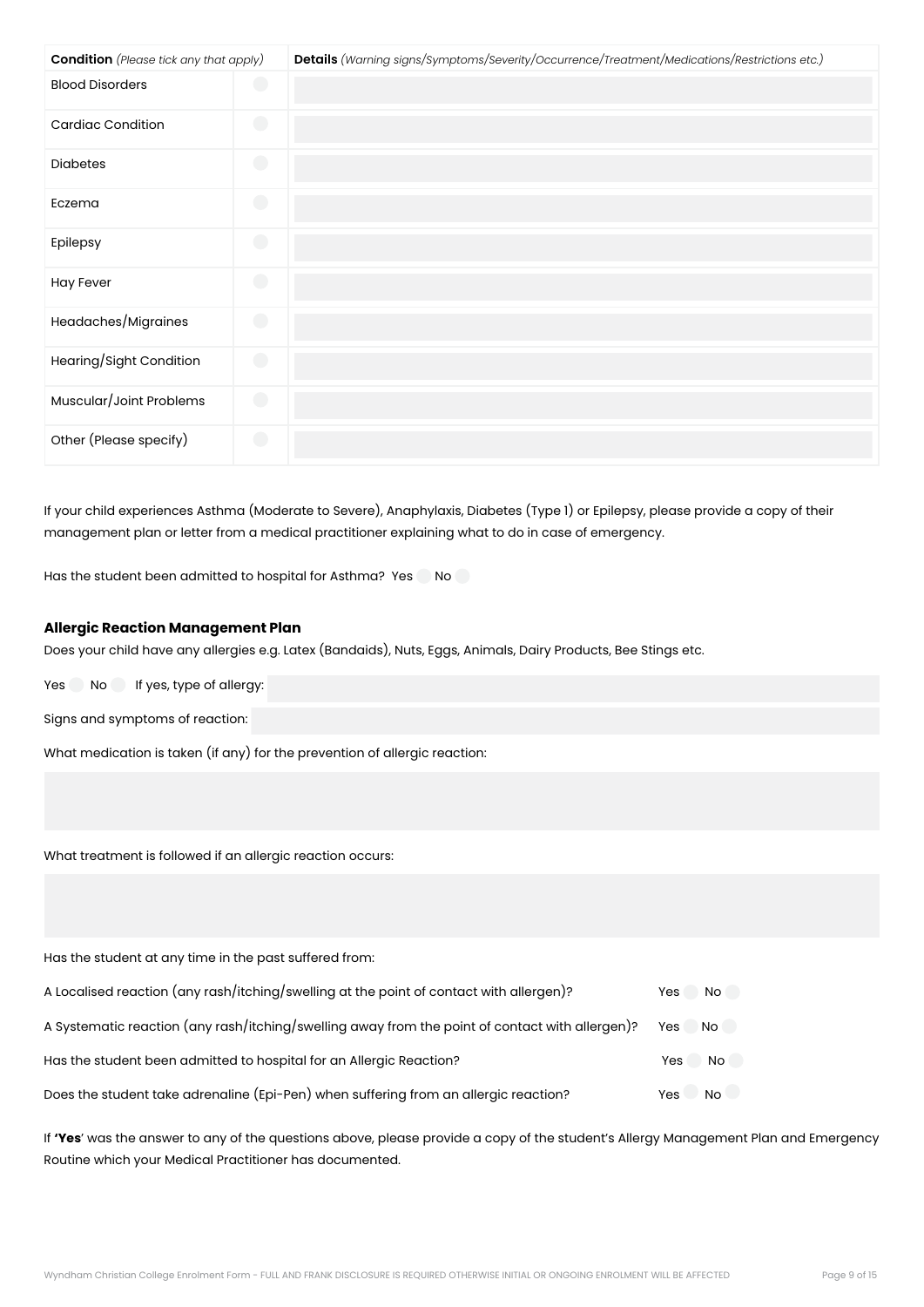| **Condition** *(Please tick any that apply)* | | **Details** *(Warning signs/Symptoms/Severity/Occurrence/Treatment/Medications/Restrictions etc.)* |
|---|---|---|
| Blood Disorders | | |
| Cardiac Condition | | |
| Diabetes | | |
| Eczema | | |
| Epilepsy | | |
| Hay Fever | | |
| Headaches/Migraines | | |
| Hearing/Sight Condition | | |
| Muscular/Joint Problems | | |
| Other (Please specify) | | |

If your child experiences Asthma (Moderate to Severe), Anaphylaxis, Diabetes (Type 1) or Epilepsy, please provide a copy of their management plan or letter from a medical practitioner explaining what to do in case of emergency.

Has the student been admitted to hospital for Asthma? Yes No

### Allergic Reaction Management Plan

Does your child have any allergies e.g. Latex (Bandaids), Nuts, Eggs, Animals, Dairy Products, Bee Stings etc.

Yes No If yes, type of allergy:

Signs and symptoms of reaction:

What medication is taken (if any) for the prevention of allergic reaction:

What treatment is followed if an allergic reaction occurs:

Has the student at any time in the past suffered from:

A Localised reaction (any rash/itching/swelling at the point of contact with allergen)? Yes No

A Systematic reaction (any rash/itching/swelling away from the point of contact with allergen)? Yes No

Has the student been admitted to hospital for an Allergic Reaction? Yes No

Does the student take adrenaline (Epi-Pen) when suffering from an allergic reaction? Yes No

If **'Yes'** was the answer to any of the questions above, please provide a copy of the student's Allergy Management Plan and Emergency Routine which your Medical Practitioner has documented.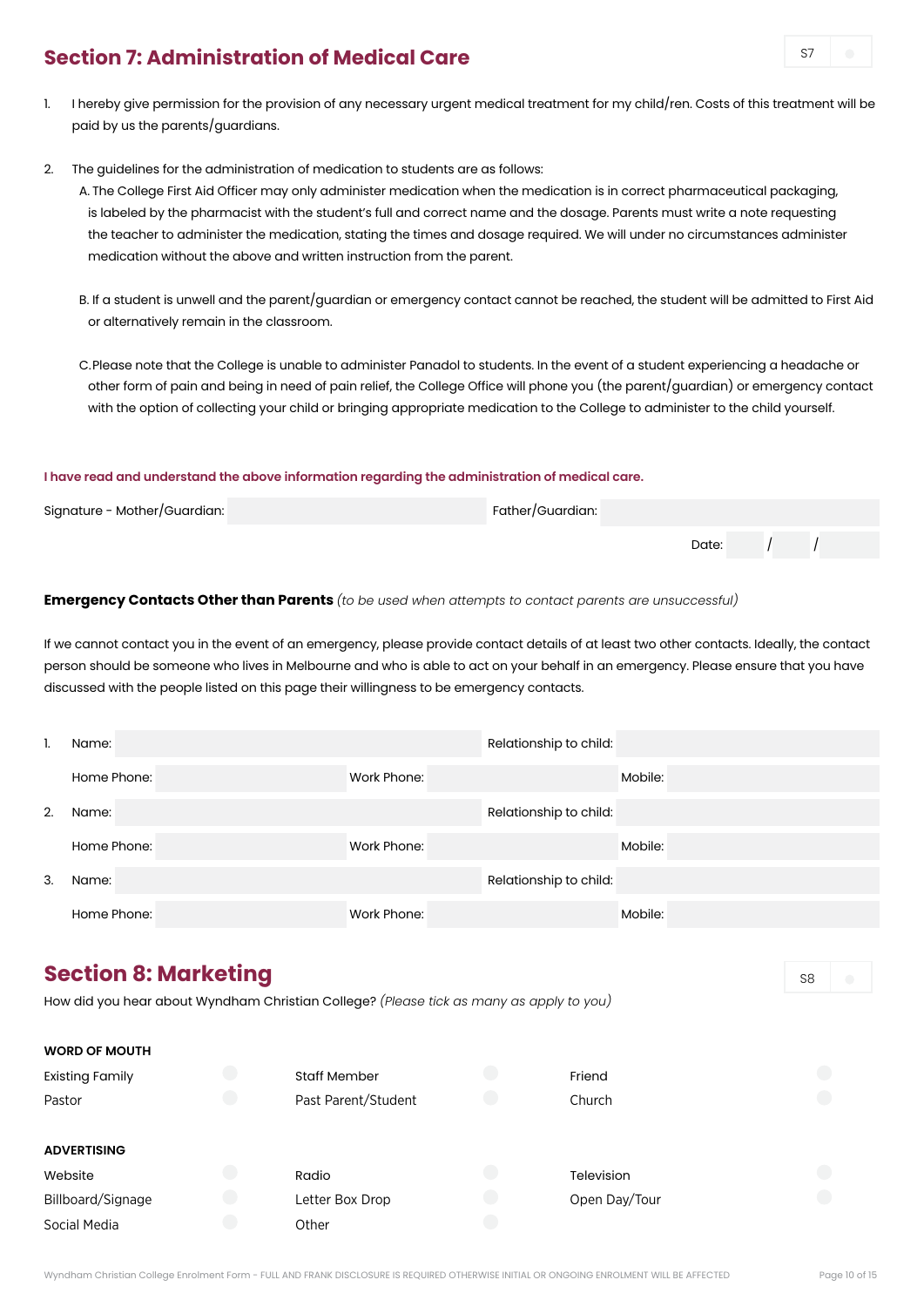## Section 7: Administration of Medical Care

S7

1. I hereby give permission for the provision of any necessary urgent medical treatment for my child/ren. Costs of this treatment will be paid by us the parents/guardians.

2. The guidelines for the administration of medication to students are as follows:

   A. The College First Aid Officer may only administer medication when the medication is in correct pharmaceutical packaging, is labeled by the pharmacist with the student's full and correct name and the dosage. Parents must write a note requesting the teacher to administer the medication, stating the times and dosage required. We will under no circumstances administer medication without the above and written instruction from the parent.

   B. If a student is unwell and the parent/guardian or emergency contact cannot be reached, the student will be admitted to First Aid or alternatively remain in the classroom.

   C. Please note that the College is unable to administer Panadol to students. In the event of a student experiencing a headache or other form of pain and being in need of pain relief, the College Office will phone you (the parent/guardian) or emergency contact with the option of collecting your child or bringing appropriate medication to the College to administer to the child yourself.

**I have read and understand the above information regarding the administration of medical care.**

Signature - Mother/Guardian: \_\_\_\_\_\_\_\_\_\_ Father/Guardian: \_\_\_\_\_\_\_\_\_\_

Date: \_\_\_\_ / \_\_\_\_ / \_\_\_\_

**Emergency Contacts Other than Parents** *(to be used when attempts to contact parents are unsuccessful)*

If we cannot contact you in the event of an emergency, please provide contact details of at least two other contacts. Ideally, the contact person should be someone who lives in Melbourne and who is able to act on your behalf in an emergency. Please ensure that you have discussed with the people listed on this page their willingness to be emergency contacts.

1. Name: \_\_\_\_\_\_\_\_\_\_ Relationship to child: \_\_\_\_\_\_\_\_\_\_
   Home Phone: \_\_\_\_\_\_\_\_\_\_ Work Phone: \_\_\_\_\_\_\_\_\_\_ Mobile: \_\_\_\_\_\_\_\_\_\_
2. Name: \_\_\_\_\_\_\_\_\_\_ Relationship to child: \_\_\_\_\_\_\_\_\_\_
   Home Phone: \_\_\_\_\_\_\_\_\_\_ Work Phone: \_\_\_\_\_\_\_\_\_\_ Mobile: \_\_\_\_\_\_\_\_\_\_
3. Name: \_\_\_\_\_\_\_\_\_\_ Relationship to child: \_\_\_\_\_\_\_\_\_\_
   Home Phone: \_\_\_\_\_\_\_\_\_\_ Work Phone: \_\_\_\_\_\_\_\_\_\_ Mobile: \_\_\_\_\_\_\_\_\_\_

## Section 8: Marketing

S8

How did you hear about Wyndham Christian College? *(Please tick as many as apply to you)*

**WORD OF MOUTH**

| | | |
|---|---|---|
| Existing Family ○ | Staff Member ○ | Friend ○ |
| Pastor ○ | Past Parent/Student ○ | Church ○ |

**ADVERTISING**

| | | |
|---|---|---|
| Website ○ | Radio ○ | Television ○ |
| Billboard/Signage ○ | Letter Box Drop ○ | Open Day/Tour ○ |
| Social Media ○ | Other ○ | |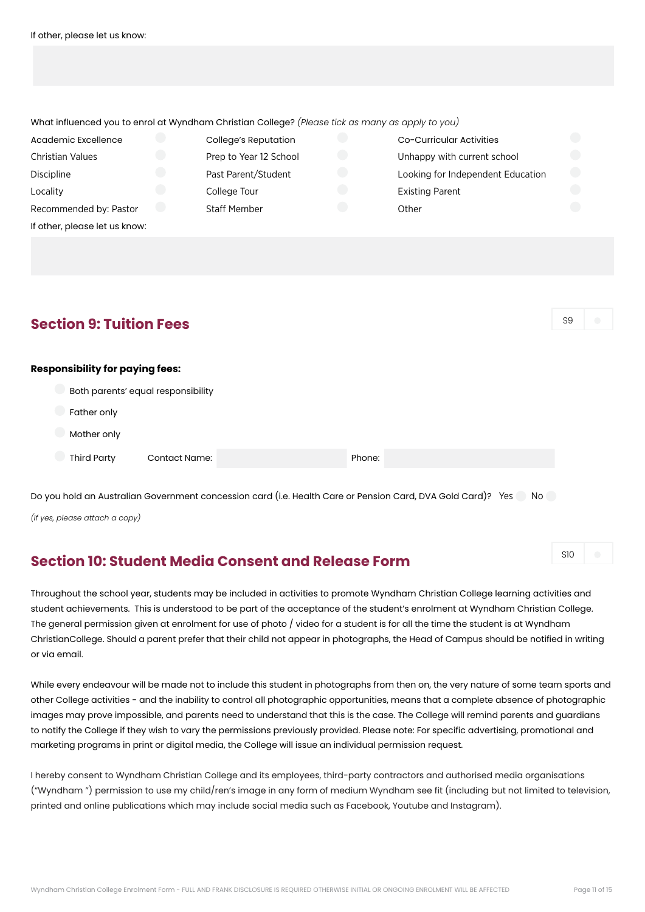If other, please let us know:

What influenced you to enrol at Wyndham Christian College? *(Please tick as many as apply to you)*

| | | |
|---|---|---|
| Academic Excellence | College's Reputation | Co-Curricular Activities |
| Christian Values | Prep to Year 12 School | Unhappy with current school |
| Discipline | Past Parent/Student | Looking for Independent Education |
| Locality | College Tour | Existing Parent |
| Recommended by: Pastor | Staff Member | Other |

If other, please let us know:

## Section 9: Tuition Fees

S9

**Responsibility for paying fees:**

- Both parents' equal responsibility
- Father only
- Mother only
- Third Party Contact Name: Phone:

Do you hold an Australian Government concession card (i.e. Health Care or Pension Card, DVA Gold Card)? Yes No

*(If yes, please attach a copy)*

## Section 10: Student Media Consent and Release Form

S10

Throughout the school year, students may be included in activities to promote Wyndham Christian College learning activities and student achievements. This is understood to be part of the acceptance of the student's enrolment at Wyndham Christian College. The general permission given at enrolment for use of photo / video for a student is for all the time the student is at Wyndham ChristianCollege. Should a parent prefer that their child not appear in photographs, the Head of Campus should be notified in writing or via email.

While every endeavour will be made not to include this student in photographs from then on, the very nature of some team sports and other College activities - and the inability to control all photographic opportunities, means that a complete absence of photographic images may prove impossible, and parents need to understand that this is the case. The College will remind parents and guardians to notify the College if they wish to vary the permissions previously provided. Please note: For specific advertising, promotional and marketing programs in print or digital media, the College will issue an individual permission request.

I hereby consent to Wyndham Christian College and its employees, third-party contractors and authorised media organisations ("Wyndham ") permission to use my child/ren's image in any form of medium Wyndham see fit (including but not limited to television, printed and online publications which may include social media such as Facebook, Youtube and Instagram).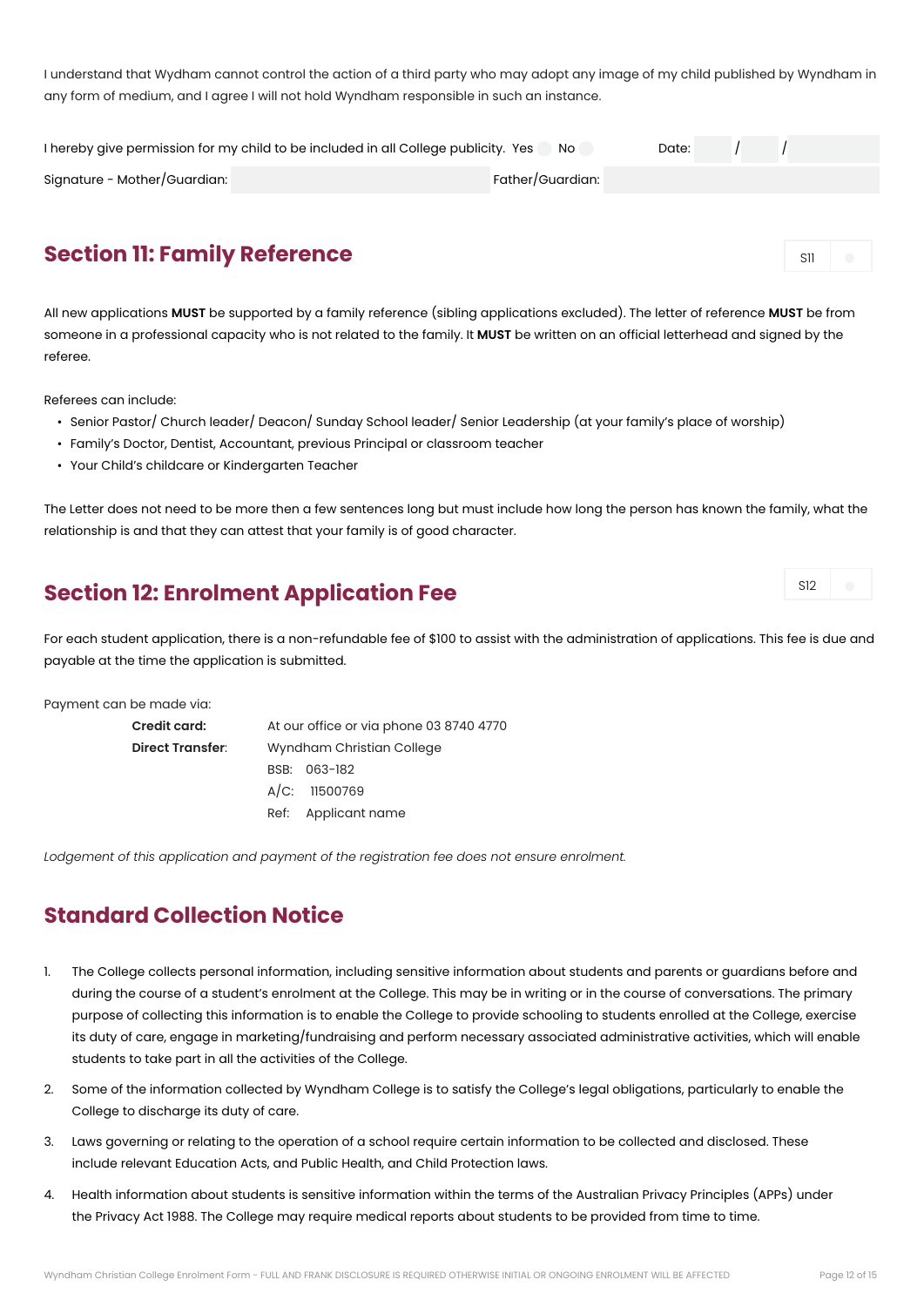I understand that Wydham cannot control the action of a third party who may adopt any image of my child published by Wyndham in any form of medium, and I agree I will not hold Wyndham responsible in such an instance.

I hereby give permission for my child to be included in all College publicity. Yes ☐ No ☐ Date: \_\_\_ / \_\_\_ / \_\_\_

Signature - Mother/Guardian: \_\_\_\_\_\_\_\_\_\_ Father/Guardian: \_\_\_\_\_\_\_\_\_\_

## Section 11: Family Reference

S11 ☐

All new applications **MUST** be supported by a family reference (sibling applications excluded). The letter of reference **MUST** be from someone in a professional capacity who is not related to the family. It **MUST** be written on an official letterhead and signed by the referee.

Referees can include:

- Senior Pastor/ Church leader/ Deacon/ Sunday School leader/ Senior Leadership (at your family's place of worship)
- Family's Doctor, Dentist, Accountant, previous Principal or classroom teacher
- Your Child's childcare or Kindergarten Teacher

The Letter does not need to be more then a few sentences long but must include how long the person has known the family, what the relationship is and that they can attest that your family is of good character.

## Section 12: Enrolment Application Fee

S12 ☐

For each student application, there is a non-refundable fee of $100 to assist with the administration of applications. This fee is due and payable at the time the application is submitted.

Payment can be made via:

| | |
|---|---|
| **Credit card:** | At our office or via phone 03 8740 4770 |
| **Direct Transfer**: | Wyndham Christian College |
| | BSB: 063-182 |
| | A/C: 11500769 |
| | Ref: Applicant name |

*Lodgement of this application and payment of the registration fee does not ensure enrolment.*

## Standard Collection Notice

1. The College collects personal information, including sensitive information about students and parents or guardians before and during the course of a student's enrolment at the College. This may be in writing or in the course of conversations. The primary purpose of collecting this information is to enable the College to provide schooling to students enrolled at the College, exercise its duty of care, engage in marketing/fundraising and perform necessary associated administrative activities, which will enable students to take part in all the activities of the College.
2. Some of the information collected by Wyndham College is to satisfy the College's legal obligations, particularly to enable the College to discharge its duty of care.
3. Laws governing or relating to the operation of a school require certain information to be collected and disclosed. These include relevant Education Acts, and Public Health, and Child Protection laws.
4. Health information about students is sensitive information within the terms of the Australian Privacy Principles (APPs) under the Privacy Act 1988. The College may require medical reports about students to be provided from time to time.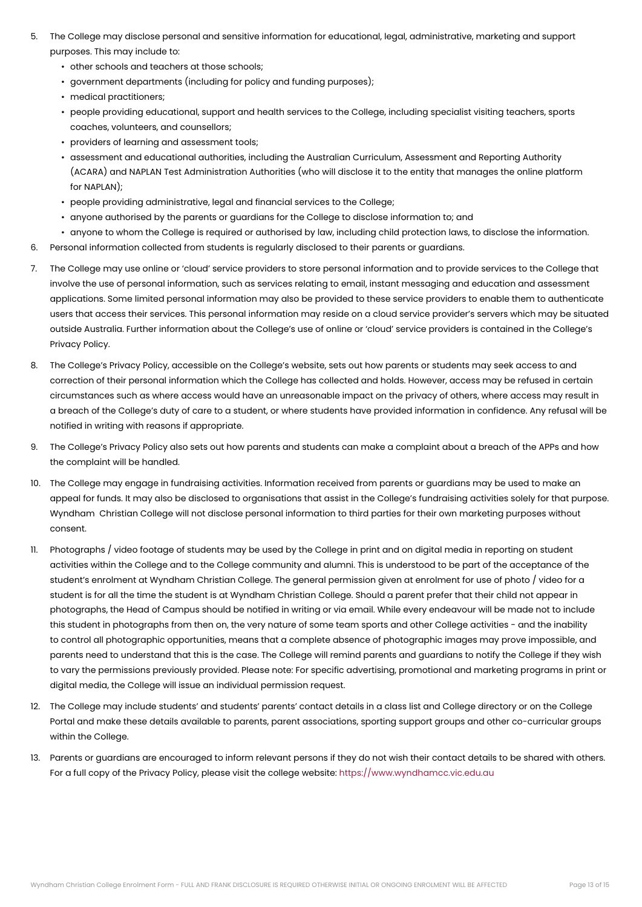5. The College may disclose personal and sensitive information for educational, legal, administrative, marketing and support purposes. This may include to:
   - other schools and teachers at those schools;
   - government departments (including for policy and funding purposes);
   - medical practitioners;
   - people providing educational, support and health services to the College, including specialist visiting teachers, sports coaches, volunteers, and counsellors;
   - providers of learning and assessment tools;
   - assessment and educational authorities, including the Australian Curriculum, Assessment and Reporting Authority (ACARA) and NAPLAN Test Administration Authorities (who will disclose it to the entity that manages the online platform for NAPLAN);
   - people providing administrative, legal and financial services to the College;
   - anyone authorised by the parents or guardians for the College to disclose information to; and
   - anyone to whom the College is required or authorised by law, including child protection laws, to disclose the information.
6. Personal information collected from students is regularly disclosed to their parents or guardians.
7. The College may use online or 'cloud' service providers to store personal information and to provide services to the College that involve the use of personal information, such as services relating to email, instant messaging and education and assessment applications. Some limited personal information may also be provided to these service providers to enable them to authenticate users that access their services. This personal information may reside on a cloud service provider's servers which may be situated outside Australia. Further information about the College's use of online or 'cloud' service providers is contained in the College's Privacy Policy.
8. The College's Privacy Policy, accessible on the College's website, sets out how parents or students may seek access to and correction of their personal information which the College has collected and holds. However, access may be refused in certain circumstances such as where access would have an unreasonable impact on the privacy of others, where access may result in a breach of the College's duty of care to a student, or where students have provided information in confidence. Any refusal will be notified in writing with reasons if appropriate.
9. The College's Privacy Policy also sets out how parents and students can make a complaint about a breach of the APPs and how the complaint will be handled.
10. The College may engage in fundraising activities. Information received from parents or guardians may be used to make an appeal for funds. It may also be disclosed to organisations that assist in the College's fundraising activities solely for that purpose. Wyndham Christian College will not disclose personal information to third parties for their own marketing purposes without consent.
11. Photographs / video footage of students may be used by the College in print and on digital media in reporting on student activities within the College and to the College community and alumni. This is understood to be part of the acceptance of the student's enrolment at Wyndham Christian College. The general permission given at enrolment for use of photo / video for a student is for all the time the student is at Wyndham Christian College. Should a parent prefer that their child not appear in photographs, the Head of Campus should be notified in writing or via email. While every endeavour will be made not to include this student in photographs from then on, the very nature of some team sports and other College activities - and the inability to control all photographic opportunities, means that a complete absence of photographic images may prove impossible, and parents need to understand that this is the case. The College will remind parents and guardians to notify the College if they wish to vary the permissions previously provided. Please note: For specific advertising, promotional and marketing programs in print or digital media, the College will issue an individual permission request.
12. The College may include students' and students' parents' contact details in a class list and College directory or on the College Portal and make these details available to parents, parent associations, sporting support groups and other co-curricular groups within the College.
13. Parents or guardians are encouraged to inform relevant persons if they do not wish their contact details to be shared with others. For a full copy of the Privacy Policy, please visit the college website: https://www.wyndhamcc.vic.edu.au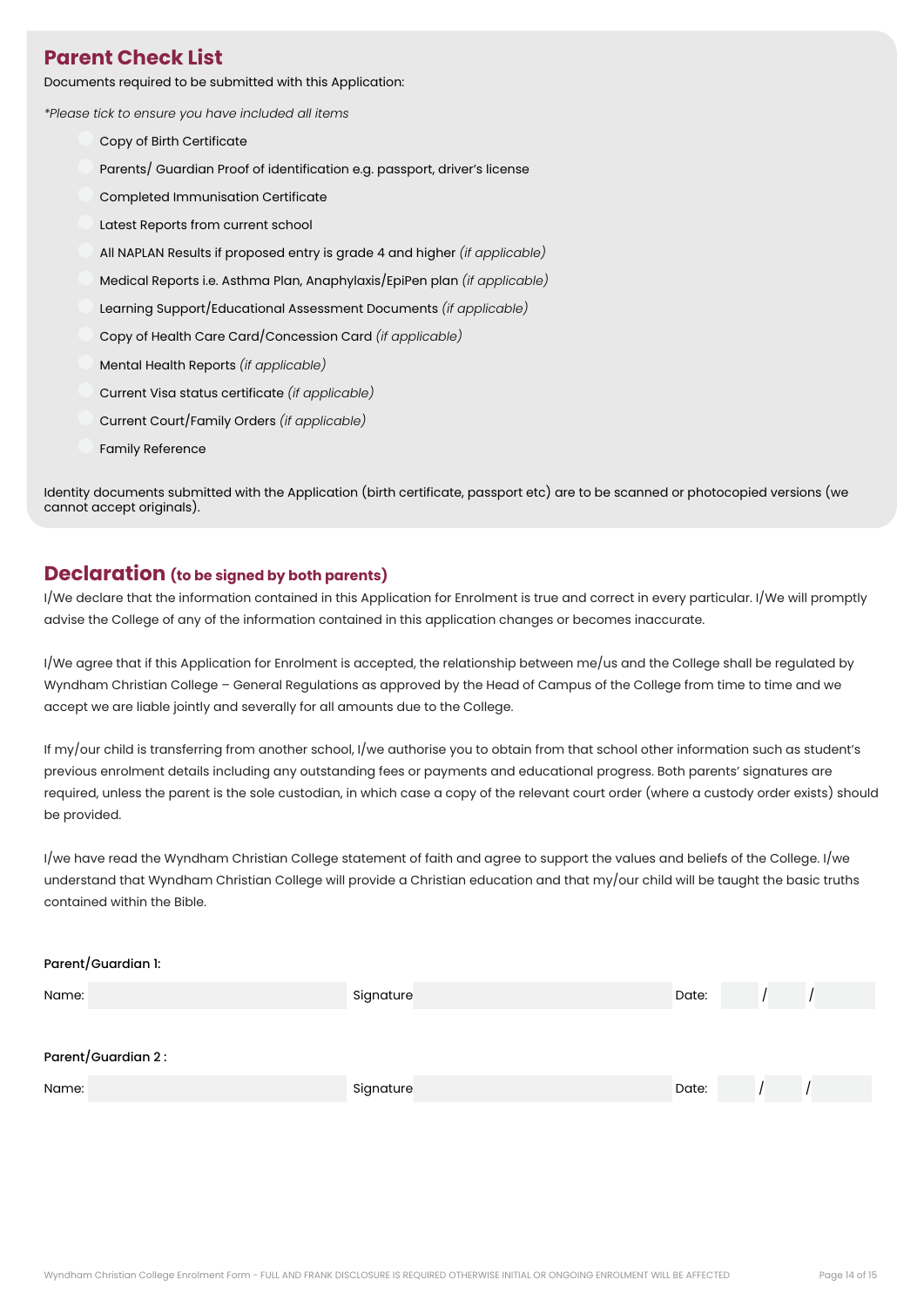## Parent Check List

Documents required to be submitted with this Application:

*\*Please tick to ensure you have included all items*

- ☐ Copy of Birth Certificate
- ☐ Parents/ Guardian Proof of identification e.g. passport, driver's license
- ☐ Completed Immunisation Certificate
- ☐ Latest Reports from current school
- ☐ All NAPLAN Results if proposed entry is grade 4 and higher *(if applicable)*
- ☐ Medical Reports i.e. Asthma Plan, Anaphylaxis/EpiPen plan *(if applicable)*
- ☐ Learning Support/Educational Assessment Documents *(if applicable)*
- ☐ Copy of Health Care Card/Concession Card *(if applicable)*
- ☐ Mental Health Reports *(if applicable)*
- ☐ Current Visa status certificate *(if applicable)*
- ☐ Current Court/Family Orders *(if applicable)*
- ☐ Family Reference

Identity documents submitted with the Application (birth certificate, passport etc) are to be scanned or photocopied versions (we cannot accept originals).

## Declaration **(to be signed by both parents)**

I/We declare that the information contained in this Application for Enrolment is true and correct in every particular. I/We will promptly advise the College of any of the information contained in this application changes or becomes inaccurate.

I/We agree that if this Application for Enrolment is accepted, the relationship between me/us and the College shall be regulated by Wyndham Christian College – General Regulations as approved by the Head of Campus of the College from time to time and we accept we are liable jointly and severally for all amounts due to the College.

If my/our child is transferring from another school, I/we authorise you to obtain from that school other information such as student's previous enrolment details including any outstanding fees or payments and educational progress. Both parents' signatures are required, unless the parent is the sole custodian, in which case a copy of the relevant court order (where a custody order exists) should be provided.

I/we have read the Wyndham Christian College statement of faith and agree to support the values and beliefs of the College. I/we understand that Wyndham Christian College will provide a Christian education and that my/our child will be taught the basic truths contained within the Bible.

**Parent/Guardian 1:**

Name: ____________________ Signature ____________________ Date: ____ / ____ / ____

**Parent/Guardian 2 :**

Name: ____________________ Signature ____________________ Date: ____ / ____ / ____

Wyndham Christian College Enrolment Form - FULL AND FRANK DISCLOSURE IS REQUIRED OTHERWISE INITIAL OR ONGOING ENROLMENT WILL BE AFFECTED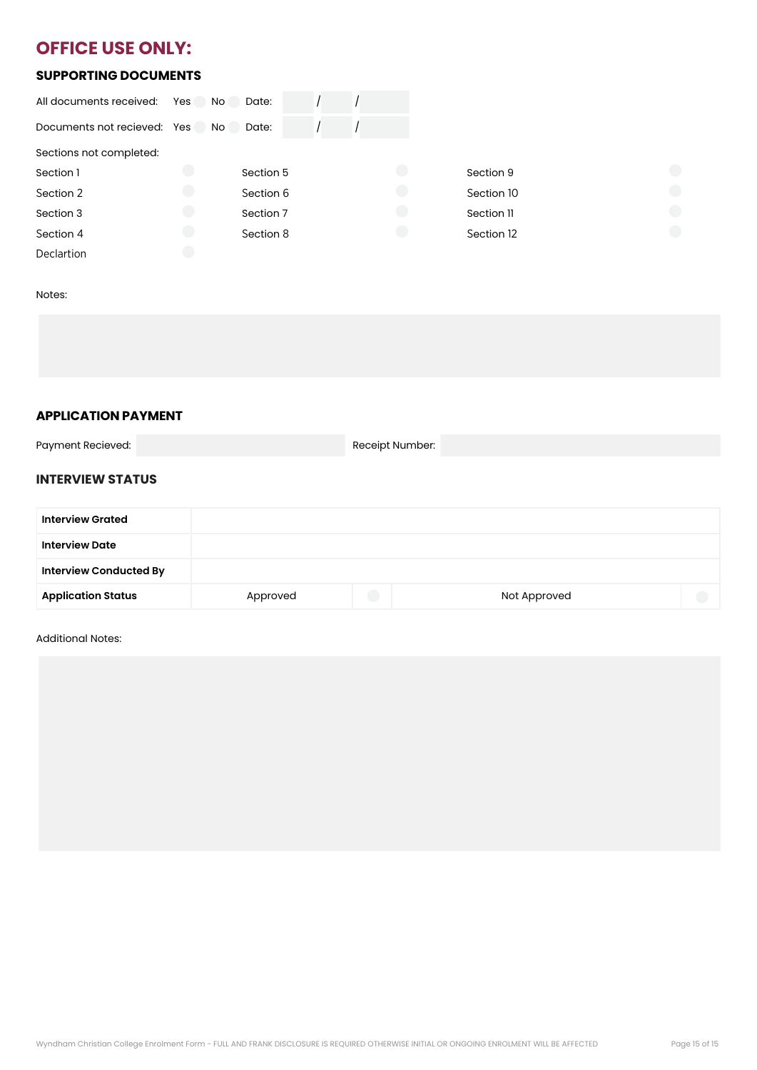# OFFICE USE ONLY:

## SUPPORTING DOCUMENTS

All documents received: Yes No Date: / /

Documents not recieved: Yes No Date: / /

Sections not completed:

| | | | | | |
|---|---|---|---|---|---|
| Section 1 | | Section 5 | | Section 9 | |
| Section 2 | | Section 6 | | Section 10 | |
| Section 3 | | Section 7 | | Section 11 | |
| Section 4 | | Section 8 | | Section 12 | |
| Declartion | | | | | |

Notes:

## APPLICATION PAYMENT

Payment Recieved: Receipt Number:

## INTERVIEW STATUS

| | | | | |
|---|---|---|---|---|
| **Interview Grated** | | | | |
| **Interview Date** | | | | |
| **Interview Conducted By** | | | | |
| **Application Status** | Approved | | Not Approved | |

Additional Notes: